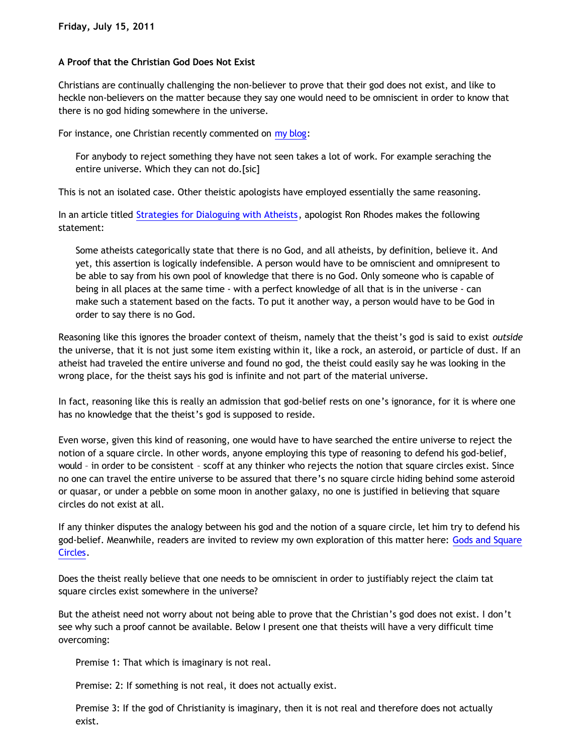**Friday, July 15, 2011**

# A Proof that the Christian God Does Not Exist

Christians are continually challenging the non-believer to prove that their god does not exist, and like to heckle non-believers on the matter because they say one would need to be omniscient in order to know that there is no god hiding somewhere in the universe.

For instance, one Christian recently commented on my blog:

> For anybody to reject something they have not seen takes a lot of work. For example seraching the entire universe. Which they can not do.[sic]

This is not an isolated case. Other theistic apologists have employed essentially the same reasoning.

In an article titled Strategies for Dialoguing with Atheists, apologist Ron Rhodes makes the following statement:

> Some atheists categorically state that there is no God, and all atheists, by definition, believe it. And yet, this assertion is logically indefensible. A person would have to be omniscient and omnipresent to be able to say from his own pool of knowledge that there is no God. Only someone who is capable of being in all places at the same time - with a perfect knowledge of all that is in the universe - can make such a statement based on the facts. To put it another way, a person would have to be God in order to say there is no God.

Reasoning like this ignores the broader context of theism, namely that the theist's god is said to exist *outside* the universe, that it is not just some item existing within it, like a rock, an asteroid, or particle of dust. If an atheist had traveled the entire universe and found no god, the theist could easily say he was looking in the wrong place, for the theist says his god is infinite and not part of the material universe.

In fact, reasoning like this is really an admission that god-belief rests on one's ignorance, for it is where one has no knowledge that the theist's god is supposed to reside.

Even worse, given this kind of reasoning, one would have to have searched the entire universe to reject the notion of a square circle. In other words, anyone employing this type of reasoning to defend his god-belief, would – in order to be consistent – scoff at any thinker who rejects the notion that square circles exist. Since no one can travel the entire universe to be assured that there's no square circle hiding behind some asteroid or quasar, or under a pebble on some moon in another galaxy, no one is justified in believing that square circles do not exist at all.

If any thinker disputes the analogy between his god and the notion of a square circle, let him try to defend his god-belief. Meanwhile, readers are invited to review my own exploration of this matter here: Gods and Square Circles.

Does the theist really believe that one needs to be omniscient in order to justifiably reject the claim tat square circles exist somewhere in the universe?

But the atheist need not worry about not being able to prove that the Christian's god does not exist. I don't see why such a proof cannot be available. Below I present one that theists will have a very difficult time overcoming:

> Premise 1: That which is imaginary is not real.
>
> Premise: 2: If something is not real, it does not actually exist.
>
> Premise 3: If the god of Christianity is imaginary, then it is not real and therefore does not actually exist.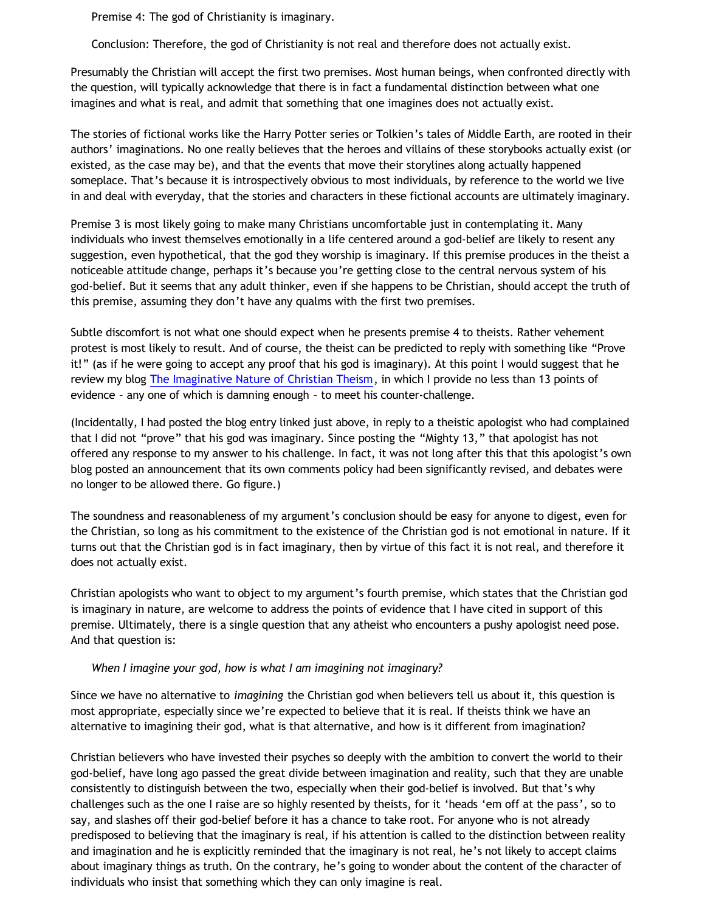Premise 4: The god of Christianity is imaginary.

Conclusion: Therefore, the god of Christianity is not real and therefore does not actually exist.

Presumably the Christian will accept the first two premises. Most human beings, when confronted directly with the question, will typically acknowledge that there is in fact a fundamental distinction between what one imagines and what is real, and admit that something that one imagines does not actually exist.

The stories of fictional works like the Harry Potter series or Tolkien's tales of Middle Earth, are rooted in their authors' imaginations. No one really believes that the heroes and villains of these storybooks actually exist (or existed, as the case may be), and that the events that move their storylines along actually happened someplace. That's because it is introspectively obvious to most individuals, by reference to the world we live in and deal with everyday, that the stories and characters in these fictional accounts are ultimately imaginary.

Premise 3 is most likely going to make many Christians uncomfortable just in contemplating it. Many individuals who invest themselves emotionally in a life centered around a god-belief are likely to resent any suggestion, even hypothetical, that the god they worship is imaginary. If this premise produces in the theist a noticeable attitude change, perhaps it's because you're getting close to the central nervous system of his god-belief. But it seems that any adult thinker, even if she happens to be Christian, should accept the truth of this premise, assuming they don't have any qualms with the first two premises.

Subtle discomfort is not what one should expect when he presents premise 4 to theists. Rather vehement protest is most likely to result. And of course, the theist can be predicted to reply with something like "Prove it!" (as if he were going to accept any proof that his god is imaginary). At this point I would suggest that he review my blog [The Imaginative Nature of Christian Theism](), in which I provide no less than 13 points of evidence – any one of which is damning enough – to meet his counter-challenge.

(Incidentally, I had posted the blog entry linked just above, in reply to a theistic apologist who had complained that I did not "prove" that his god was imaginary. Since posting the "Mighty 13," that apologist has not offered any response to my answer to his challenge. In fact, it was not long after this that this apologist's own blog posted an announcement that its own comments policy had been significantly revised, and debates were no longer to be allowed there. Go figure.)

The soundness and reasonableness of my argument's conclusion should be easy for anyone to digest, even for the Christian, so long as his commitment to the existence of the Christian god is not emotional in nature. If it turns out that the Christian god is in fact imaginary, then by virtue of this fact it is not real, and therefore it does not actually exist.

Christian apologists who want to object to my argument's fourth premise, which states that the Christian god is imaginary in nature, are welcome to address the points of evidence that I have cited in support of this premise. Ultimately, there is a single question that any atheist who encounters a pushy apologist need pose. And that question is:

*When I imagine your god, how is what I am imagining not imaginary?*

Since we have no alternative to *imagining* the Christian god when believers tell us about it, this question is most appropriate, especially since we're expected to believe that it is real. If theists think we have an alternative to imagining their god, what is that alternative, and how is it different from imagination?

Christian believers who have invested their psyches so deeply with the ambition to convert the world to their god-belief, have long ago passed the great divide between imagination and reality, such that they are unable consistently to distinguish between the two, especially when their god-belief is involved. But that's why challenges such as the one I raise are so highly resented by theists, for it 'heads 'em off at the pass', so to say, and slashes off their god-belief before it has a chance to take root. For anyone who is not already predisposed to believing that the imaginary is real, if his attention is called to the distinction between reality and imagination and he is explicitly reminded that the imaginary is not real, he's not likely to accept claims about imaginary things as truth. On the contrary, he's going to wonder about the content of the character of individuals who insist that something which they can only imagine is real.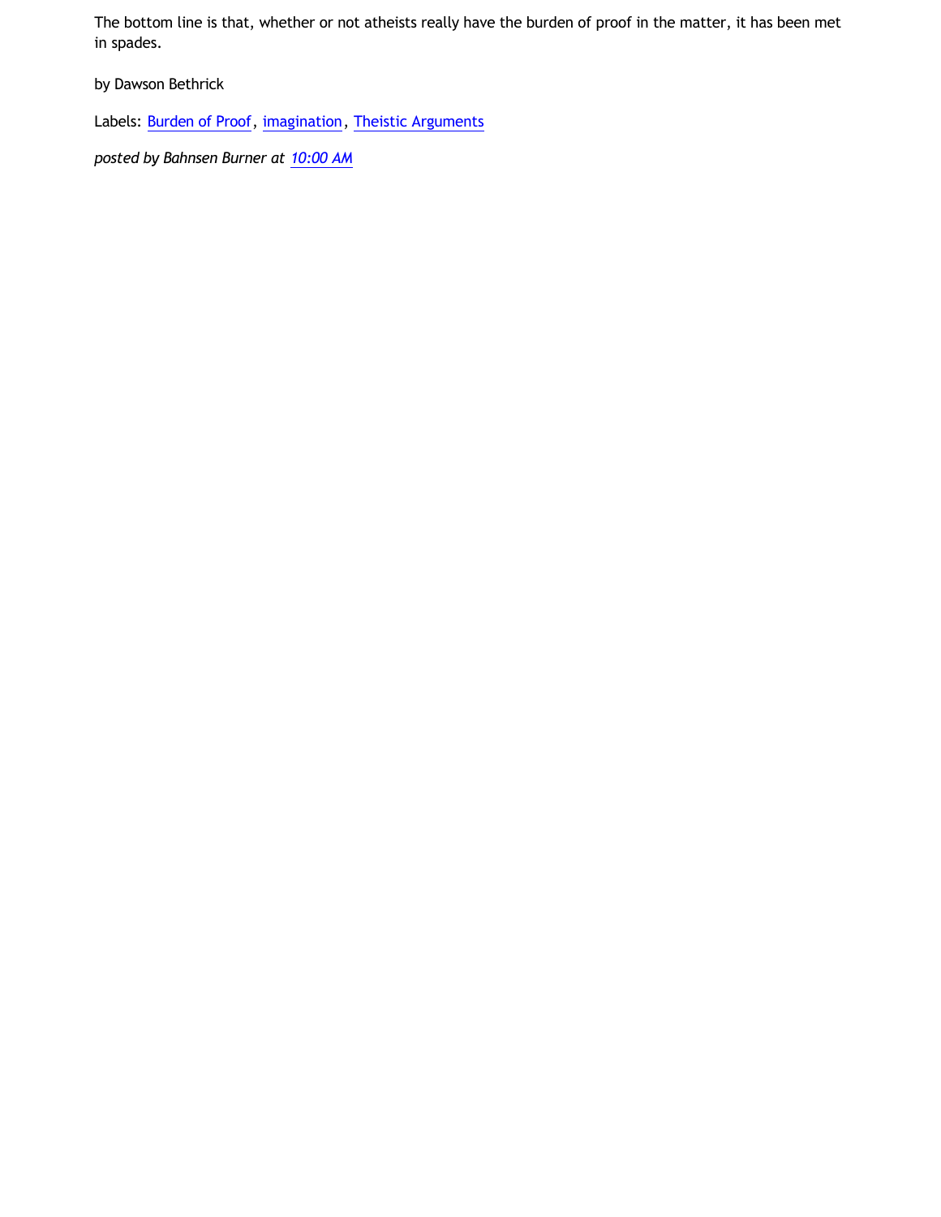The bottom line is that, whether or not atheists really have the burden of proof in the matter, it has been met in spades.

by Dawson Bethrick

Labels: Burden of Proof, imagination, Theistic Arguments

*posted by Bahnsen Burner at 10:00 AM*